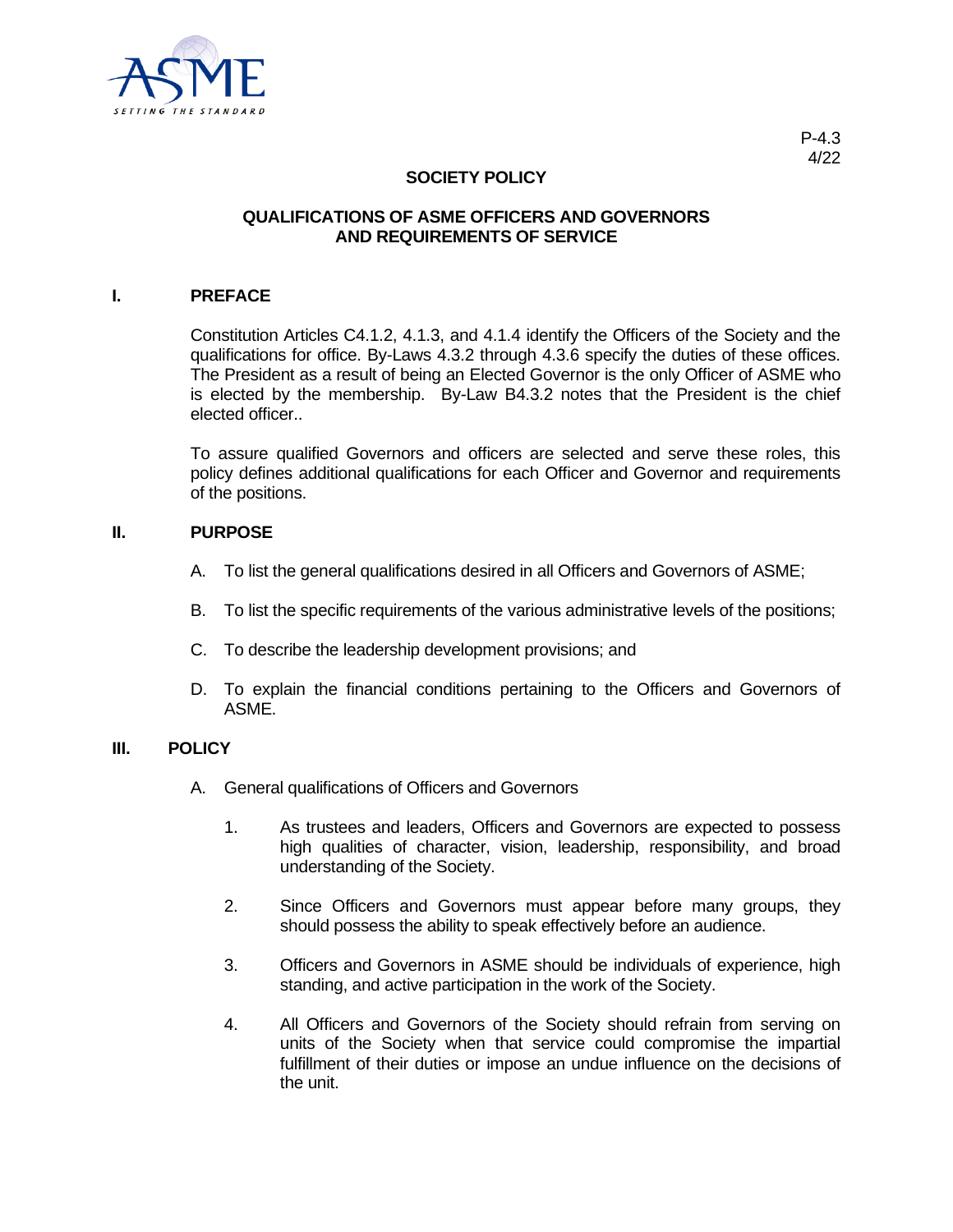P-4.3
4/22

## SOCIETY POLICY

## QUALIFICATIONS OF ASME OFFICERS AND GOVERNORS AND REQUIREMENTS OF SERVICE

### I. PREFACE

Constitution Articles C4.1.2, 4.1.3, and 4.1.4 identify the Officers of the Society and the qualifications for office. By-Laws 4.3.2 through 4.3.6 specify the duties of these offices. The President as a result of being an Elected Governor is the only Officer of ASME who is elected by the membership. By-Law B4.3.2 notes that the President is the chief elected officer..

To assure qualified Governors and officers are selected and serve these roles, this policy defines additional qualifications for each Officer and Governor and requirements of the positions.

### II. PURPOSE

A. To list the general qualifications desired in all Officers and Governors of ASME;

B. To list the specific requirements of the various administrative levels of the positions;

C. To describe the leadership development provisions; and

D. To explain the financial conditions pertaining to the Officers and Governors of ASME.

### III. POLICY

A. General qualifications of Officers and Governors

1. As trustees and leaders, Officers and Governors are expected to possess high qualities of character, vision, leadership, responsibility, and broad understanding of the Society.

2. Since Officers and Governors must appear before many groups, they should possess the ability to speak effectively before an audience.

3. Officers and Governors in ASME should be individuals of experience, high standing, and active participation in the work of the Society.

4. All Officers and Governors of the Society should refrain from serving on units of the Society when that service could compromise the impartial fulfillment of their duties or impose an undue influence on the decisions of the unit.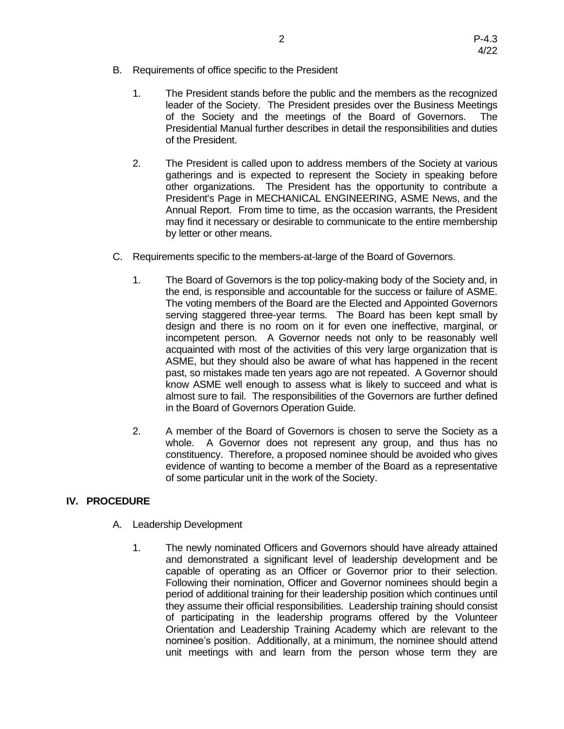B. Requirements of office specific to the President

1. The President stands before the public and the members as the recognized leader of the Society. The President presides over the Business Meetings of the Society and the meetings of the Board of Governors. The Presidential Manual further describes in detail the responsibilities and duties of the President.

2. The President is called upon to address members of the Society at various gatherings and is expected to represent the Society in speaking before other organizations. The President has the opportunity to contribute a President's Page in MECHANICAL ENGINEERING, ASME News, and the Annual Report. From time to time, as the occasion warrants, the President may find it necessary or desirable to communicate to the entire membership by letter or other means.

C. Requirements specific to the members-at-large of the Board of Governors.

1. The Board of Governors is the top policy-making body of the Society and, in the end, is responsible and accountable for the success or failure of ASME. The voting members of the Board are the Elected and Appointed Governors serving staggered three-year terms. The Board has been kept small by design and there is no room on it for even one ineffective, marginal, or incompetent person. A Governor needs not only to be reasonably well acquainted with most of the activities of this very large organization that is ASME, but they should also be aware of what has happened in the recent past, so mistakes made ten years ago are not repeated. A Governor should know ASME well enough to assess what is likely to succeed and what is almost sure to fail. The responsibilities of the Governors are further defined in the Board of Governors Operation Guide.

2. A member of the Board of Governors is chosen to serve the Society as a whole. A Governor does not represent any group, and thus has no constituency. Therefore, a proposed nominee should be avoided who gives evidence of wanting to become a member of the Board as a representative of some particular unit in the work of the Society.

## IV. PROCEDURE

A. Leadership Development

1. The newly nominated Officers and Governors should have already attained and demonstrated a significant level of leadership development and be capable of operating as an Officer or Governor prior to their selection. Following their nomination, Officer and Governor nominees should begin a period of additional training for their leadership position which continues until they assume their official responsibilities. Leadership training should consist of participating in the leadership programs offered by the Volunteer Orientation and Leadership Training Academy which are relevant to the nominee's position. Additionally, at a minimum, the nominee should attend unit meetings with and learn from the person whose term they are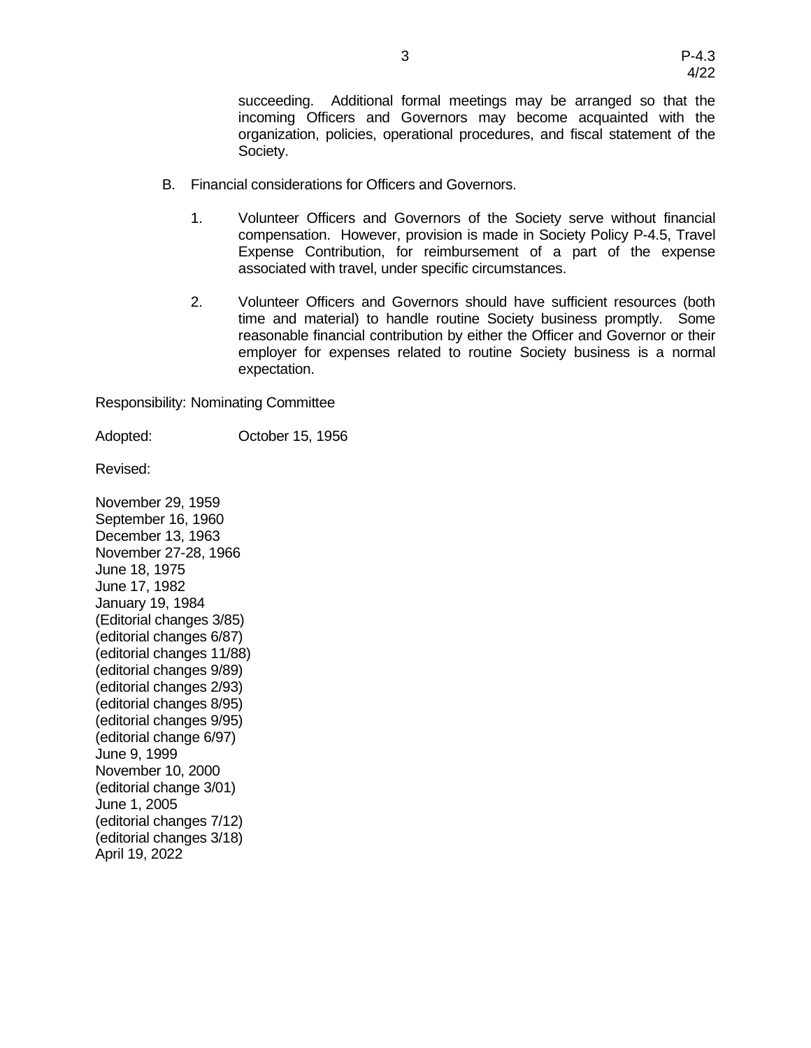succeeding. Additional formal meetings may be arranged so that the incoming Officers and Governors may become acquainted with the organization, policies, operational procedures, and fiscal statement of the Society.

B. Financial considerations for Officers and Governors.

1. Volunteer Officers and Governors of the Society serve without financial compensation. However, provision is made in Society Policy P-4.5, Travel Expense Contribution, for reimbursement of a part of the expense associated with travel, under specific circumstances.

2. Volunteer Officers and Governors should have sufficient resources (both time and material) to handle routine Society business promptly. Some reasonable financial contribution by either the Officer and Governor or their employer for expenses related to routine Society business is a normal expectation.

Responsibility: Nominating Committee

Adopted: October 15, 1956

Revised:

November 29, 1959
September 16, 1960
December 13, 1963
November 27-28, 1966
June 18, 1975
June 17, 1982
January 19, 1984
(Editorial changes 3/85)
(editorial changes 6/87)
(editorial changes 11/88)
(editorial changes 9/89)
(editorial changes 2/93)
(editorial changes 8/95)
(editorial changes 9/95)
(editorial change 6/97)
June 9, 1999
November 10, 2000
(editorial change 3/01)
June 1, 2005
(editorial changes 7/12)
(editorial changes 3/18)
April 19, 2022